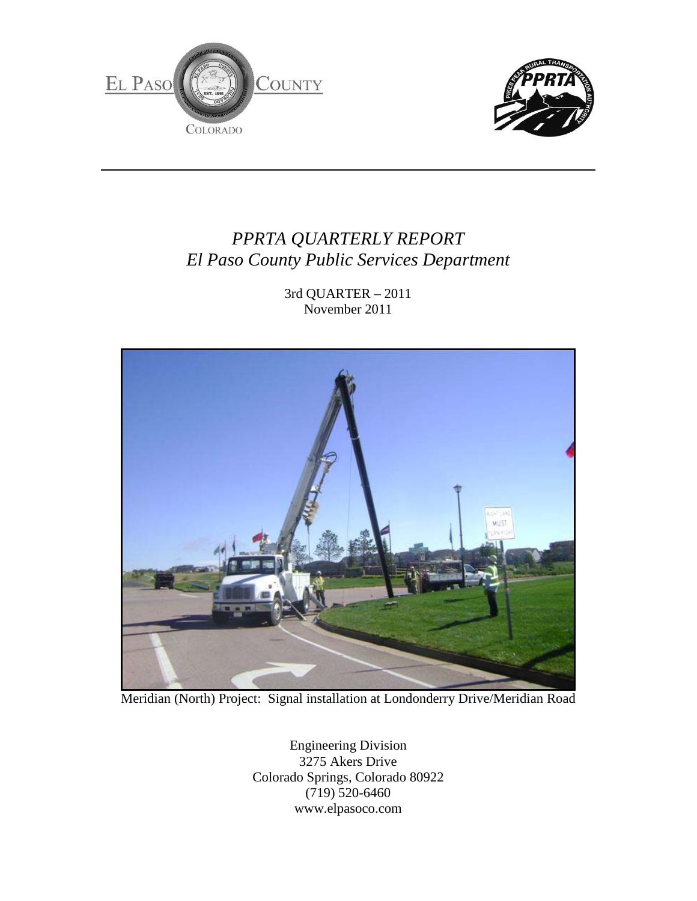# *PPRTA QUARTERLY REPORT*
# *El Paso County Public Services Department*

3rd QUARTER – 2011
November 2011

Meridian (North) Project: Signal installation at Londonderry Drive/Meridian Road

Engineering Division
3275 Akers Drive
Colorado Springs, Colorado 80922
(719) 520-6460
www.elpasoco.com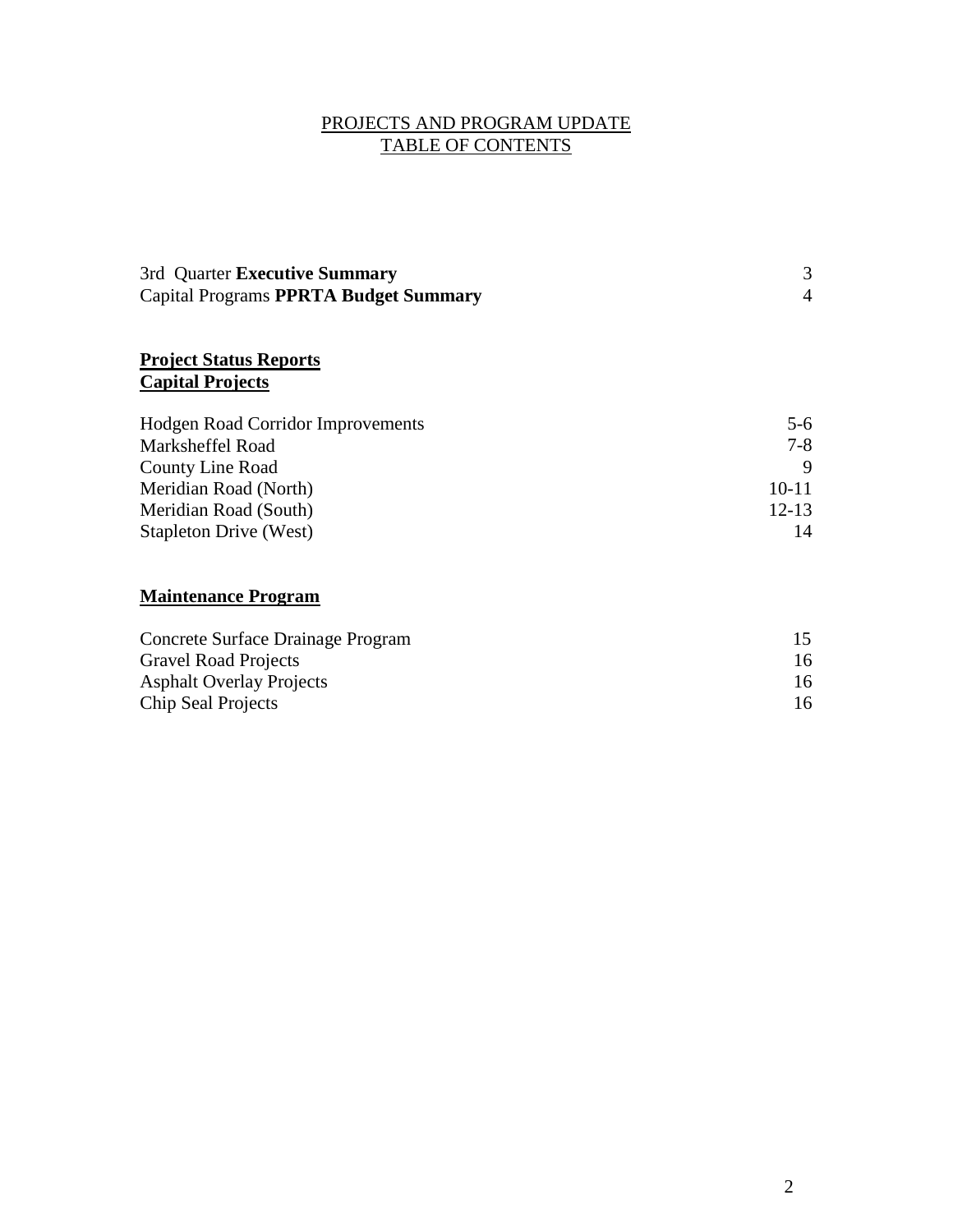# PROJECTS AND PROGRAM UPDATE
# TABLE OF CONTENTS

| | |
|---|---|
| 3rd Quarter **Executive Summary** | 3 |
| Capital Programs **PPRTA Budget Summary** | 4 |

## Project Status Reports
## Capital Projects

| | |
|---|---|
| Hodgen Road Corridor Improvements | 5-6 |
| Marksheffel Road | 7-8 |
| County Line Road | 9 |
| Meridian Road (North) | 10-11 |
| Meridian Road (South) | 12-13 |
| Stapleton Drive (West) | 14 |

## Maintenance Program

| | |
|---|---|
| Concrete Surface Drainage Program | 15 |
| Gravel Road Projects | 16 |
| Asphalt Overlay Projects | 16 |
| Chip Seal Projects | 16 |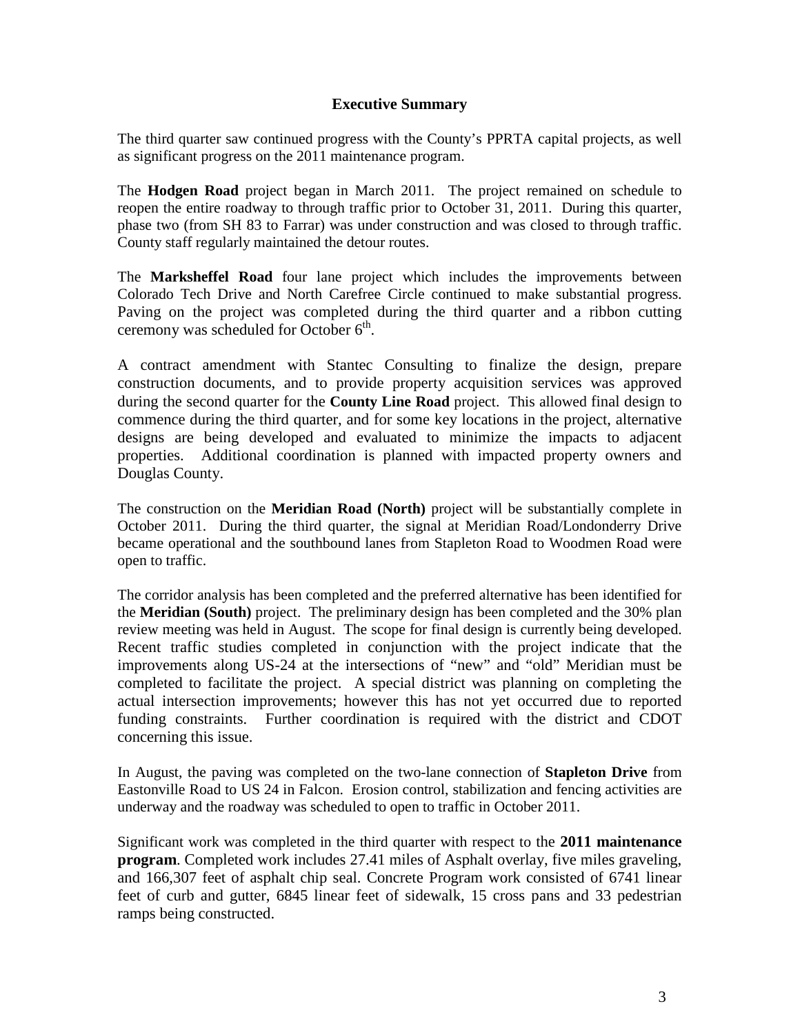## Executive Summary

The third quarter saw continued progress with the County's PPRTA capital projects, as well as significant progress on the 2011 maintenance program.

The **Hodgen Road** project began in March 2011. The project remained on schedule to reopen the entire roadway to through traffic prior to October 31, 2011. During this quarter, phase two (from SH 83 to Farrar) was under construction and was closed to through traffic. County staff regularly maintained the detour routes.

The **Marksheffel Road** four lane project which includes the improvements between Colorado Tech Drive and North Carefree Circle continued to make substantial progress. Paving on the project was completed during the third quarter and a ribbon cutting ceremony was scheduled for October 6th.

A contract amendment with Stantec Consulting to finalize the design, prepare construction documents, and to provide property acquisition services was approved during the second quarter for the **County Line Road** project. This allowed final design to commence during the third quarter, and for some key locations in the project, alternative designs are being developed and evaluated to minimize the impacts to adjacent properties. Additional coordination is planned with impacted property owners and Douglas County.

The construction on the **Meridian Road (North)** project will be substantially complete in October 2011. During the third quarter, the signal at Meridian Road/Londonderry Drive became operational and the southbound lanes from Stapleton Road to Woodmen Road were open to traffic.

The corridor analysis has been completed and the preferred alternative has been identified for the **Meridian (South)** project. The preliminary design has been completed and the 30% plan review meeting was held in August. The scope for final design is currently being developed. Recent traffic studies completed in conjunction with the project indicate that the improvements along US-24 at the intersections of "new" and "old" Meridian must be completed to facilitate the project. A special district was planning on completing the actual intersection improvements; however this has not yet occurred due to reported funding constraints. Further coordination is required with the district and CDOT concerning this issue.

In August, the paving was completed on the two-lane connection of **Stapleton Drive** from Eastonville Road to US 24 in Falcon. Erosion control, stabilization and fencing activities are underway and the roadway was scheduled to open to traffic in October 2011.

Significant work was completed in the third quarter with respect to the **2011 maintenance program**. Completed work includes 27.41 miles of Asphalt overlay, five miles graveling, and 166,307 feet of asphalt chip seal. Concrete Program work consisted of 6741 linear feet of curb and gutter, 6845 linear feet of sidewalk, 15 cross pans and 33 pedestrian ramps being constructed.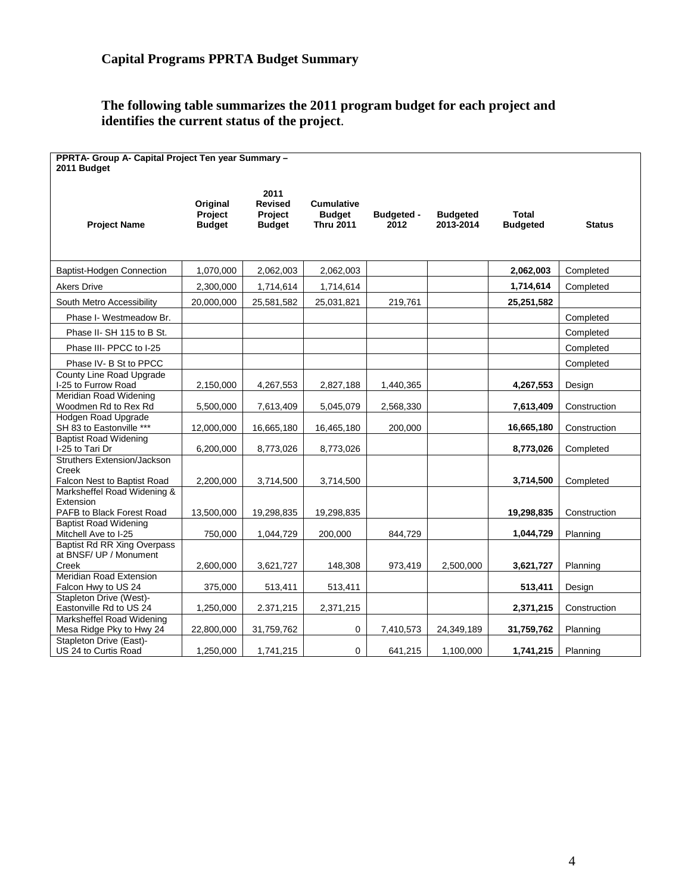## Capital Programs PPRTA Budget Summary

### The following table summarizes the 2011 program budget for each project and identifies the current status of the project.

**PPRTA- Group A- Capital Project Ten year Summary – 2011 Budget**

| Project Name | Original Project Budget | 2011 Revised Project Budget | Cumulative Budget Thru 2011 | Budgeted - 2012 | Budgeted 2013-2014 | Total Budgeted | Status |
|---|---|---|---|---|---|---|---|
| Baptist-Hodgen Connection | 1,070,000 | 2,062,003 | 2,062,003 | | | **2,062,003** | Completed |
| Akers Drive | 2,300,000 | 1,714,614 | 1,714,614 | | | **1,714,614** | Completed |
| South Metro Accessibility | 20,000,000 | 25,581,582 | 25,031,821 | 219,761 | | **25,251,582** | |
| Phase I- Westmeadow Br. | | | | | | | Completed |
| Phase II- SH 115 to B St. | | | | | | | Completed |
| Phase III- PPCC to I-25 | | | | | | | Completed |
| Phase IV- B St to PPCC | | | | | | | Completed |
| County Line Road Upgrade I-25 to Furrow Road | 2,150,000 | 4,267,553 | 2,827,188 | 1,440,365 | | **4,267,553** | Design |
| Meridian Road Widening Woodmen Rd to Rex Rd | 5,500,000 | 7,613,409 | 5,045,079 | 2,568,330 | | **7,613,409** | Construction |
| Hodgen Road Upgrade SH 83 to Eastonville *** | 12,000,000 | 16,665,180 | 16,465,180 | 200,000 | | **16,665,180** | Construction |
| Baptist Road Widening I-25 to Tari Dr | 6,200,000 | 8,773,026 | 8,773,026 | | | **8,773,026** | Completed |
| Struthers Extension/Jackson Creek Falcon Nest to Baptist Road | 2,200,000 | 3,714,500 | 3,714,500 | | | **3,714,500** | Completed |
| Marksheffel Road Widening & Extension PAFB to Black Forest Road | 13,500,000 | 19,298,835 | 19,298,835 | | | **19,298,835** | Construction |
| Baptist Road Widening Mitchell Ave to I-25 | 750,000 | 1,044,729 | 200,000 | 844,729 | | **1,044,729** | Planning |
| Baptist Rd RR Xing Overpass at BNSF/ UP / Monument Creek | 2,600,000 | 3,621,727 | 148,308 | 973,419 | 2,500,000 | **3,621,727** | Planning |
| Meridian Road Extension Falcon Hwy to US 24 | 375,000 | 513,411 | 513,411 | | | **513,411** | Design |
| Stapleton Drive (West)- Eastonville Rd to US 24 | 1,250,000 | 2.371,215 | 2,371,215 | | | **2,371,215** | Construction |
| Marksheffel Road Widening Mesa Ridge Pky to Hwy 24 | 22,800,000 | 31,759,762 | 0 | 7,410,573 | 24,349,189 | **31,759,762** | Planning |
| Stapleton Drive (East)- US 24 to Curtis Road | 1,250,000 | 1,741,215 | 0 | 641,215 | 1,100,000 | **1,741,215** | Planning |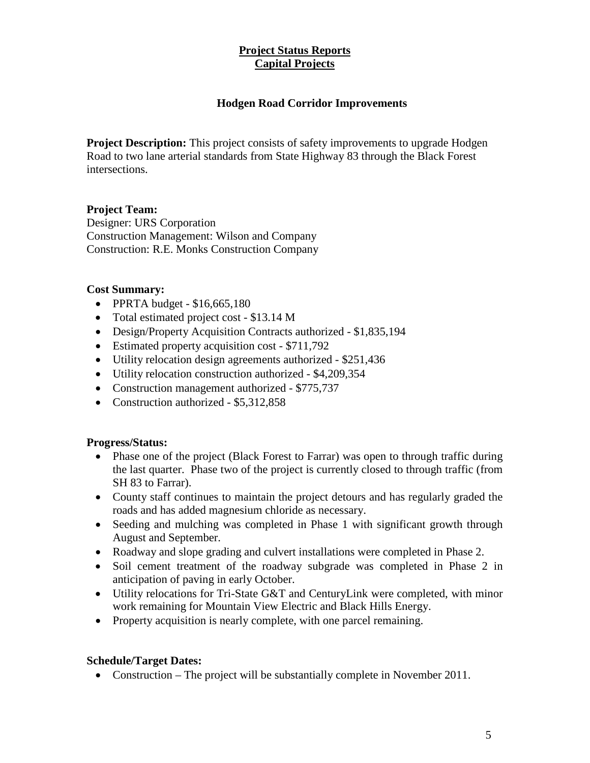# Project Status Reports
# Capital Projects

## Hodgen Road Corridor Improvements

**Project Description:** This project consists of safety improvements to upgrade Hodgen Road to two lane arterial standards from State Highway 83 through the Black Forest intersections.

**Project Team:**
Designer: URS Corporation
Construction Management: Wilson and Company
Construction: R.E. Monks Construction Company

**Cost Summary:**

- PPRTA budget - $16,665,180
- Total estimated project cost - $13.14 M
- Design/Property Acquisition Contracts authorized - $1,835,194
- Estimated property acquisition cost - $711,792
- Utility relocation design agreements authorized - $251,436
- Utility relocation construction authorized - $4,209,354
- Construction management authorized - $775,737
- Construction authorized - $5,312,858

**Progress/Status:**

- Phase one of the project (Black Forest to Farrar) was open to through traffic during the last quarter. Phase two of the project is currently closed to through traffic (from SH 83 to Farrar).
- County staff continues to maintain the project detours and has regularly graded the roads and has added magnesium chloride as necessary.
- Seeding and mulching was completed in Phase 1 with significant growth through August and September.
- Roadway and slope grading and culvert installations were completed in Phase 2.
- Soil cement treatment of the roadway subgrade was completed in Phase 2 in anticipation of paving in early October.
- Utility relocations for Tri-State G&T and CenturyLink were completed, with minor work remaining for Mountain View Electric and Black Hills Energy.
- Property acquisition is nearly complete, with one parcel remaining.

**Schedule/Target Dates:**

- Construction – The project will be substantially complete in November 2011.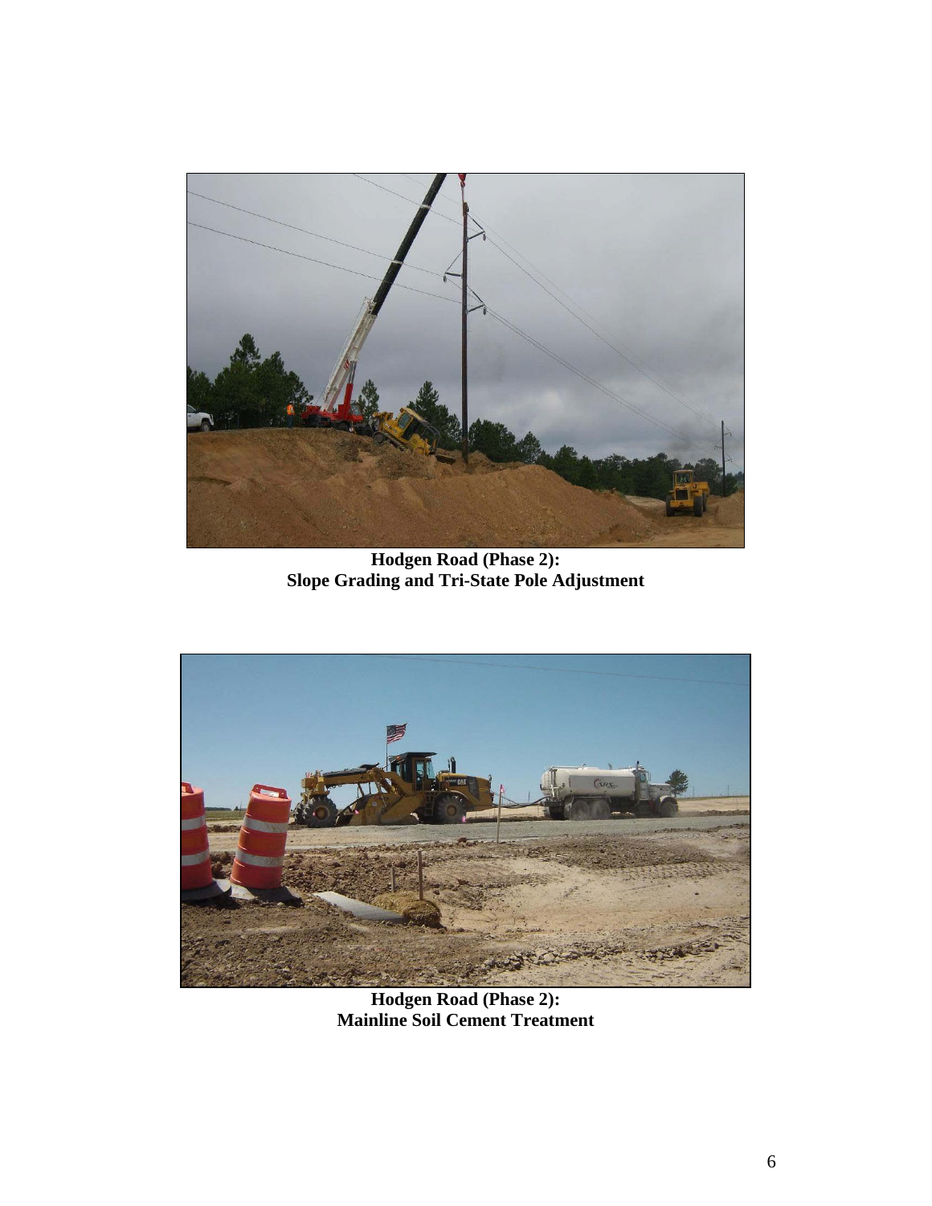**Hodgen Road (Phase 2):**
**Slope Grading and Tri-State Pole Adjustment**

**Hodgen Road (Phase 2):**
**Mainline Soil Cement Treatment**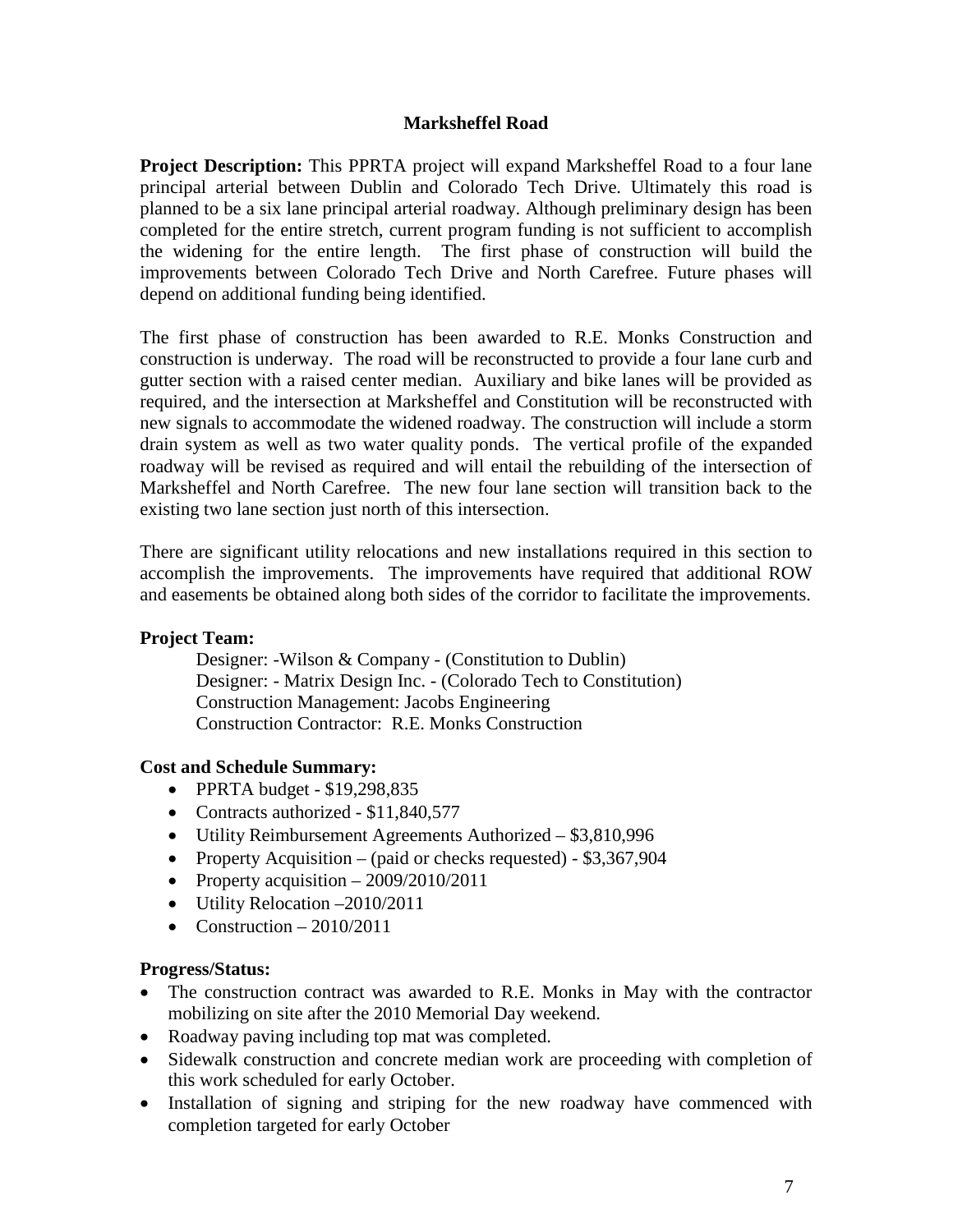## Marksheffel Road

**Project Description:** This PPRTA project will expand Marksheffel Road to a four lane principal arterial between Dublin and Colorado Tech Drive. Ultimately this road is planned to be a six lane principal arterial roadway. Although preliminary design has been completed for the entire stretch, current program funding is not sufficient to accomplish the widening for the entire length. The first phase of construction will build the improvements between Colorado Tech Drive and North Carefree. Future phases will depend on additional funding being identified.

The first phase of construction has been awarded to R.E. Monks Construction and construction is underway. The road will be reconstructed to provide a four lane curb and gutter section with a raised center median. Auxiliary and bike lanes will be provided as required, and the intersection at Marksheffel and Constitution will be reconstructed with new signals to accommodate the widened roadway. The construction will include a storm drain system as well as two water quality ponds. The vertical profile of the expanded roadway will be revised as required and will entail the rebuilding of the intersection of Marksheffel and North Carefree. The new four lane section will transition back to the existing two lane section just north of this intersection.

There are significant utility relocations and new installations required in this section to accomplish the improvements. The improvements have required that additional ROW and easements be obtained along both sides of the corridor to facilitate the improvements.

**Project Team:**

Designer: -Wilson & Company - (Constitution to Dublin)
Designer: - Matrix Design Inc. - (Colorado Tech to Constitution)
Construction Management: Jacobs Engineering
Construction Contractor: R.E. Monks Construction

**Cost and Schedule Summary:**

- PPRTA budget - $19,298,835
- Contracts authorized - $11,840,577
- Utility Reimbursement Agreements Authorized – $3,810,996
- Property Acquisition – (paid or checks requested) - $3,367,904
- Property acquisition – 2009/2010/2011
- Utility Relocation –2010/2011
- Construction – 2010/2011

**Progress/Status:**

- The construction contract was awarded to R.E. Monks in May with the contractor mobilizing on site after the 2010 Memorial Day weekend.
- Roadway paving including top mat was completed.
- Sidewalk construction and concrete median work are proceeding with completion of this work scheduled for early October.
- Installation of signing and striping for the new roadway have commenced with completion targeted for early October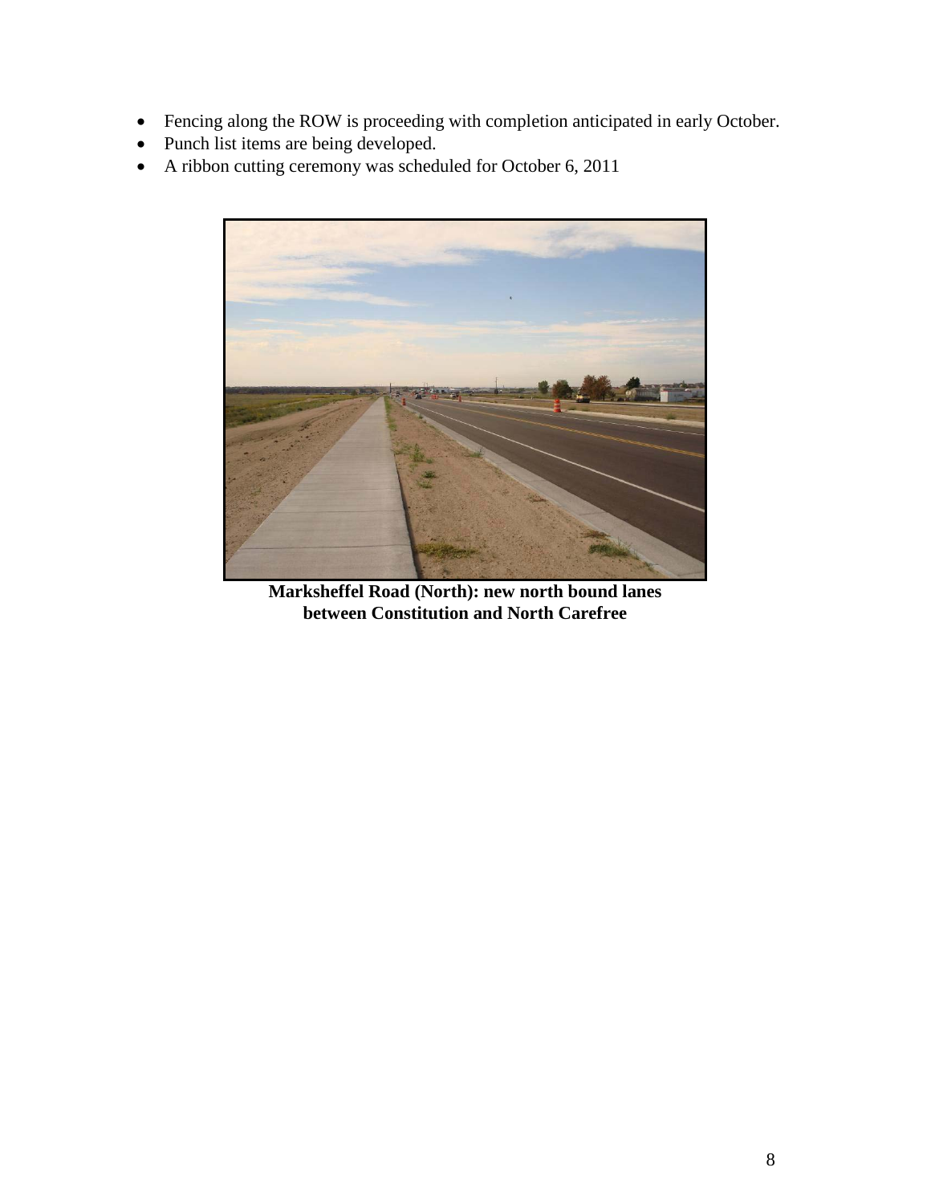- Fencing along the ROW is proceeding with completion anticipated in early October.
- Punch list items are being developed.
- A ribbon cutting ceremony was scheduled for October 6, 2011

**Marksheffel Road (North): new north bound lanes between Constitution and North Carefree**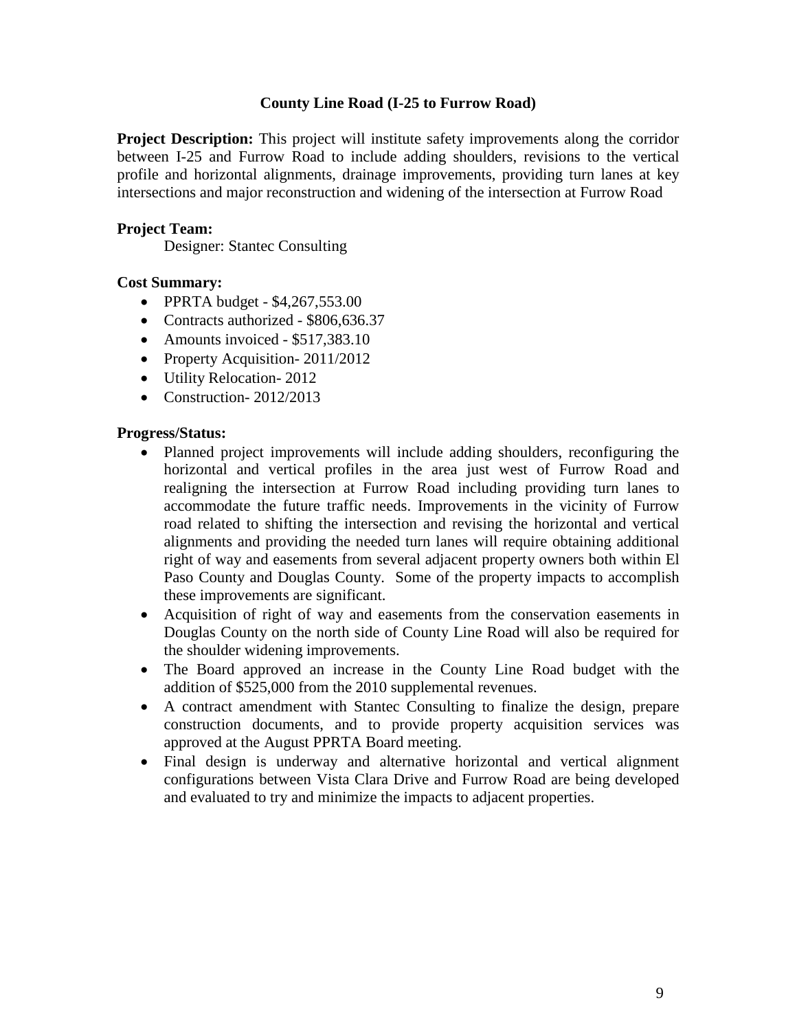## County Line Road (I-25 to Furrow Road)

**Project Description:** This project will institute safety improvements along the corridor between I-25 and Furrow Road to include adding shoulders, revisions to the vertical profile and horizontal alignments, drainage improvements, providing turn lanes at key intersections and major reconstruction and widening of the intersection at Furrow Road

**Project Team:**

Designer: Stantec Consulting

**Cost Summary:**

- PPRTA budget - $4,267,553.00
- Contracts authorized - $806,636.37
- Amounts invoiced - $517,383.10
- Property Acquisition- 2011/2012
- Utility Relocation- 2012
- Construction- 2012/2013

**Progress/Status:**

- Planned project improvements will include adding shoulders, reconfiguring the horizontal and vertical profiles in the area just west of Furrow Road and realigning the intersection at Furrow Road including providing turn lanes to accommodate the future traffic needs. Improvements in the vicinity of Furrow road related to shifting the intersection and revising the horizontal and vertical alignments and providing the needed turn lanes will require obtaining additional right of way and easements from several adjacent property owners both within El Paso County and Douglas County. Some of the property impacts to accomplish these improvements are significant.
- Acquisition of right of way and easements from the conservation easements in Douglas County on the north side of County Line Road will also be required for the shoulder widening improvements.
- The Board approved an increase in the County Line Road budget with the addition of $525,000 from the 2010 supplemental revenues.
- A contract amendment with Stantec Consulting to finalize the design, prepare construction documents, and to provide property acquisition services was approved at the August PPRTA Board meeting.
- Final design is underway and alternative horizontal and vertical alignment configurations between Vista Clara Drive and Furrow Road are being developed and evaluated to try and minimize the impacts to adjacent properties.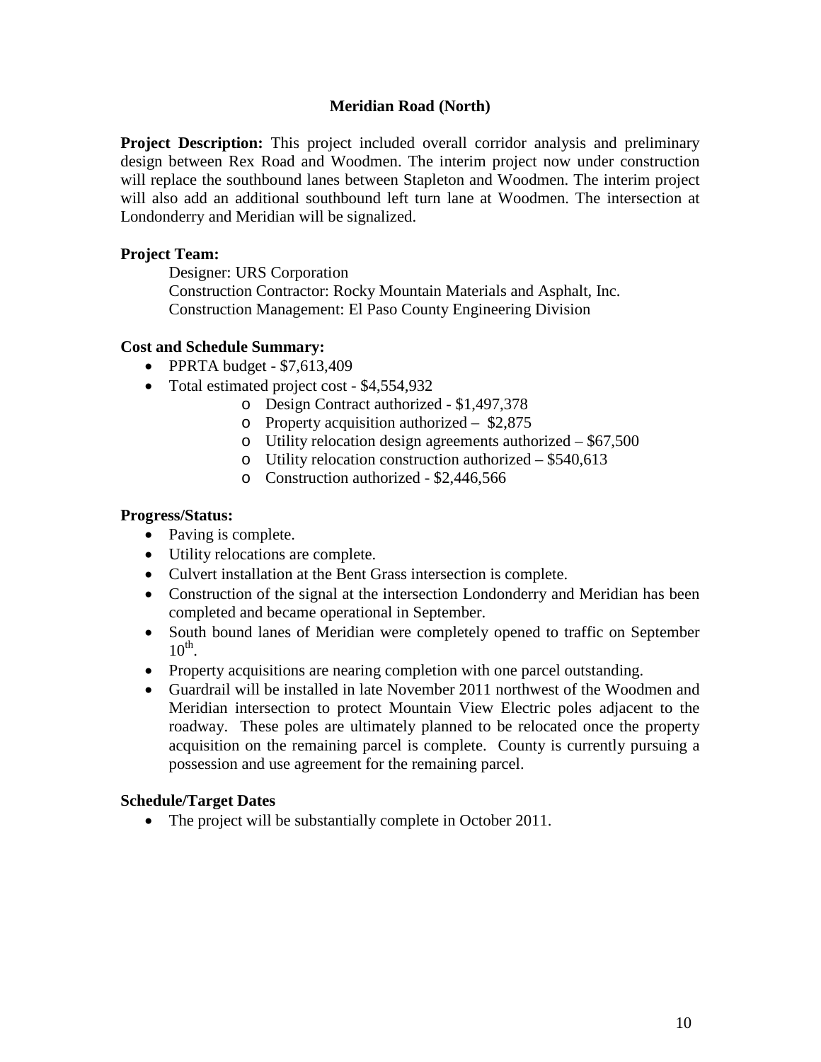## Meridian Road (North)

**Project Description:** This project included overall corridor analysis and preliminary design between Rex Road and Woodmen. The interim project now under construction will replace the southbound lanes between Stapleton and Woodmen. The interim project will also add an additional southbound left turn lane at Woodmen. The intersection at Londonderry and Meridian will be signalized.

**Project Team:**

Designer: URS Corporation
Construction Contractor: Rocky Mountain Materials and Asphalt, Inc.
Construction Management: El Paso County Engineering Division

**Cost and Schedule Summary:**

- PPRTA budget **-** $7,613,409
- Total estimated project cost - $4,554,932
  - Design Contract authorized - $1,497,378
  - Property acquisition authorized – $2,875
  - Utility relocation design agreements authorized – $67,500
  - Utility relocation construction authorized – $540,613
  - Construction authorized - $2,446,566

**Progress/Status:**

- Paving is complete.
- Utility relocations are complete.
- Culvert installation at the Bent Grass intersection is complete.
- Construction of the signal at the intersection Londonderry and Meridian has been completed and became operational in September.
- South bound lanes of Meridian were completely opened to traffic on September 10th.
- Property acquisitions are nearing completion with one parcel outstanding.
- Guardrail will be installed in late November 2011 northwest of the Woodmen and Meridian intersection to protect Mountain View Electric poles adjacent to the roadway. These poles are ultimately planned to be relocated once the property acquisition on the remaining parcel is complete. County is currently pursuing a possession and use agreement for the remaining parcel.

**Schedule/Target Dates**

- The project will be substantially complete in October 2011.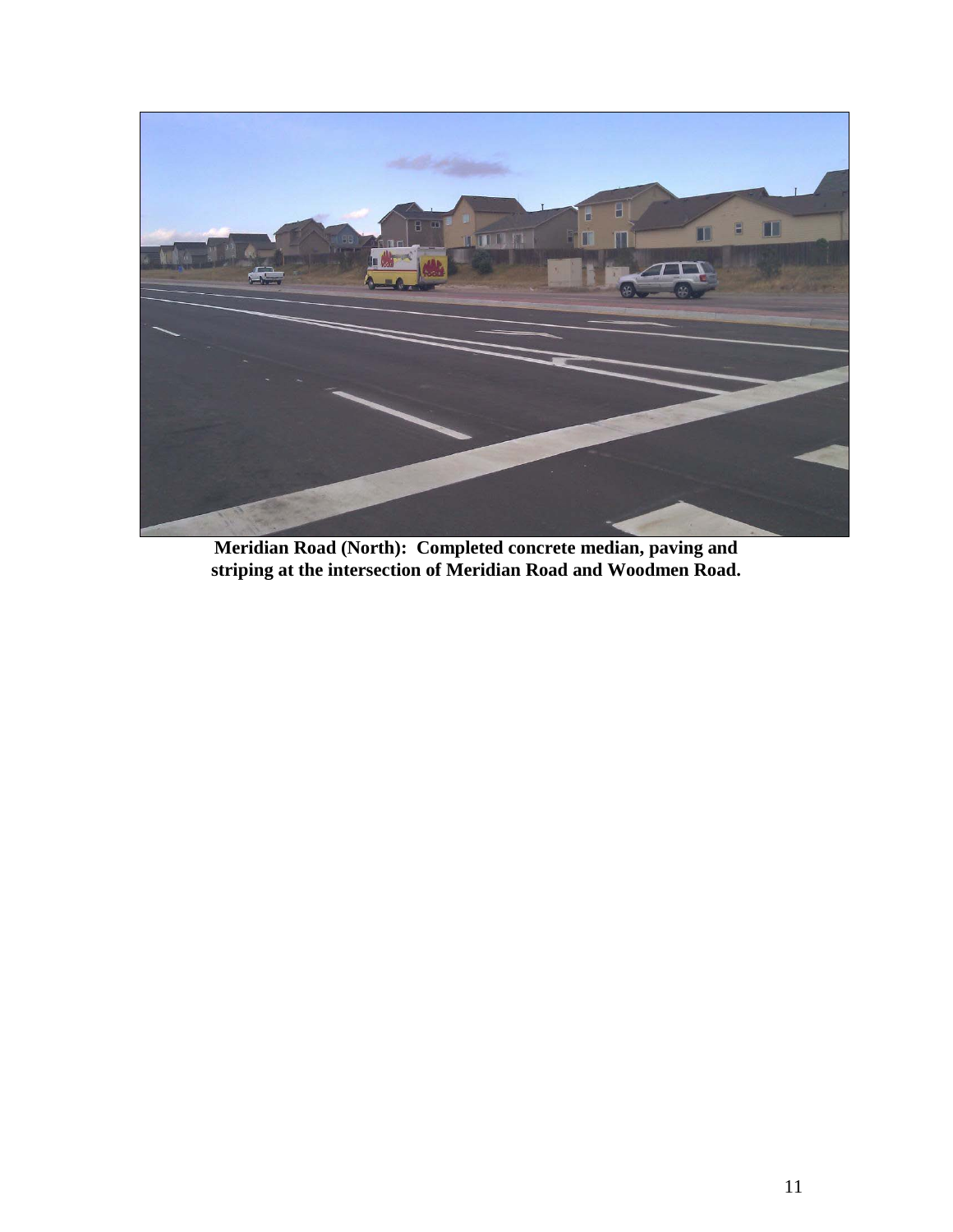**Meridian Road (North): Completed concrete median, paving and striping at the intersection of Meridian Road and Woodmen Road.**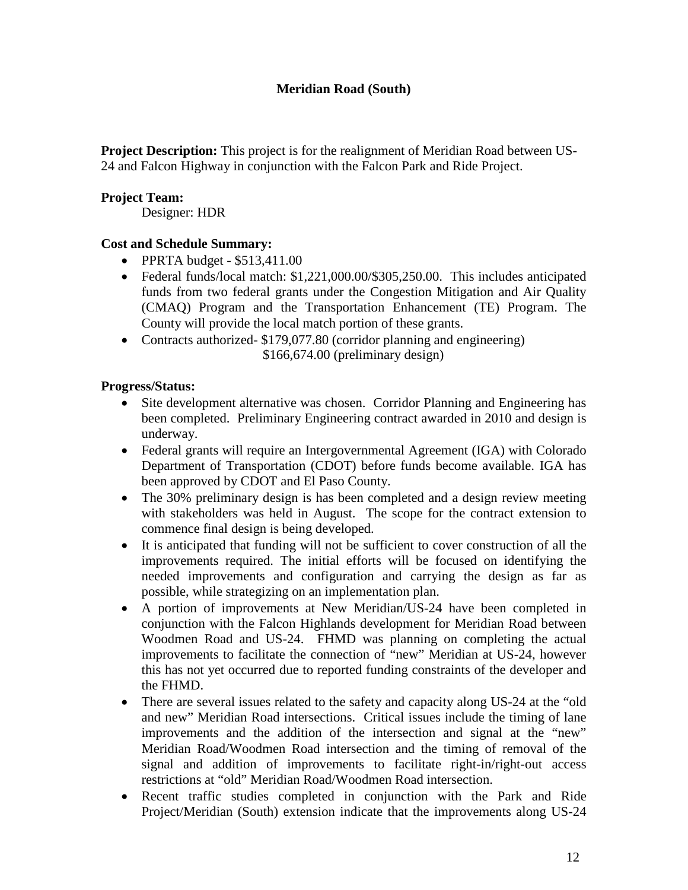## Meridian Road (South)

**Project Description:** This project is for the realignment of Meridian Road between US-24 and Falcon Highway in conjunction with the Falcon Park and Ride Project.

**Project Team:**

Designer: HDR

**Cost and Schedule Summary:**

- PPRTA budget - $513,411.00
- Federal funds/local match: $1,221,000.00/$305,250.00. This includes anticipated funds from two federal grants under the Congestion Mitigation and Air Quality (CMAQ) Program and the Transportation Enhancement (TE) Program. The County will provide the local match portion of these grants.
- Contracts authorized- $179,077.80 (corridor planning and engineering)
  $166,674.00 (preliminary design)

**Progress/Status:**

- Site development alternative was chosen. Corridor Planning and Engineering has been completed. Preliminary Engineering contract awarded in 2010 and design is underway.
- Federal grants will require an Intergovernmental Agreement (IGA) with Colorado Department of Transportation (CDOT) before funds become available. IGA has been approved by CDOT and El Paso County.
- The 30% preliminary design is has been completed and a design review meeting with stakeholders was held in August. The scope for the contract extension to commence final design is being developed.
- It is anticipated that funding will not be sufficient to cover construction of all the improvements required. The initial efforts will be focused on identifying the needed improvements and configuration and carrying the design as far as possible, while strategizing on an implementation plan.
- A portion of improvements at New Meridian/US-24 have been completed in conjunction with the Falcon Highlands development for Meridian Road between Woodmen Road and US-24. FHMD was planning on completing the actual improvements to facilitate the connection of "new" Meridian at US-24, however this has not yet occurred due to reported funding constraints of the developer and the FHMD.
- There are several issues related to the safety and capacity along US-24 at the "old and new" Meridian Road intersections. Critical issues include the timing of lane improvements and the addition of the intersection and signal at the "new" Meridian Road/Woodmen Road intersection and the timing of removal of the signal and addition of improvements to facilitate right-in/right-out access restrictions at "old" Meridian Road/Woodmen Road intersection.
- Recent traffic studies completed in conjunction with the Park and Ride Project/Meridian (South) extension indicate that the improvements along US-24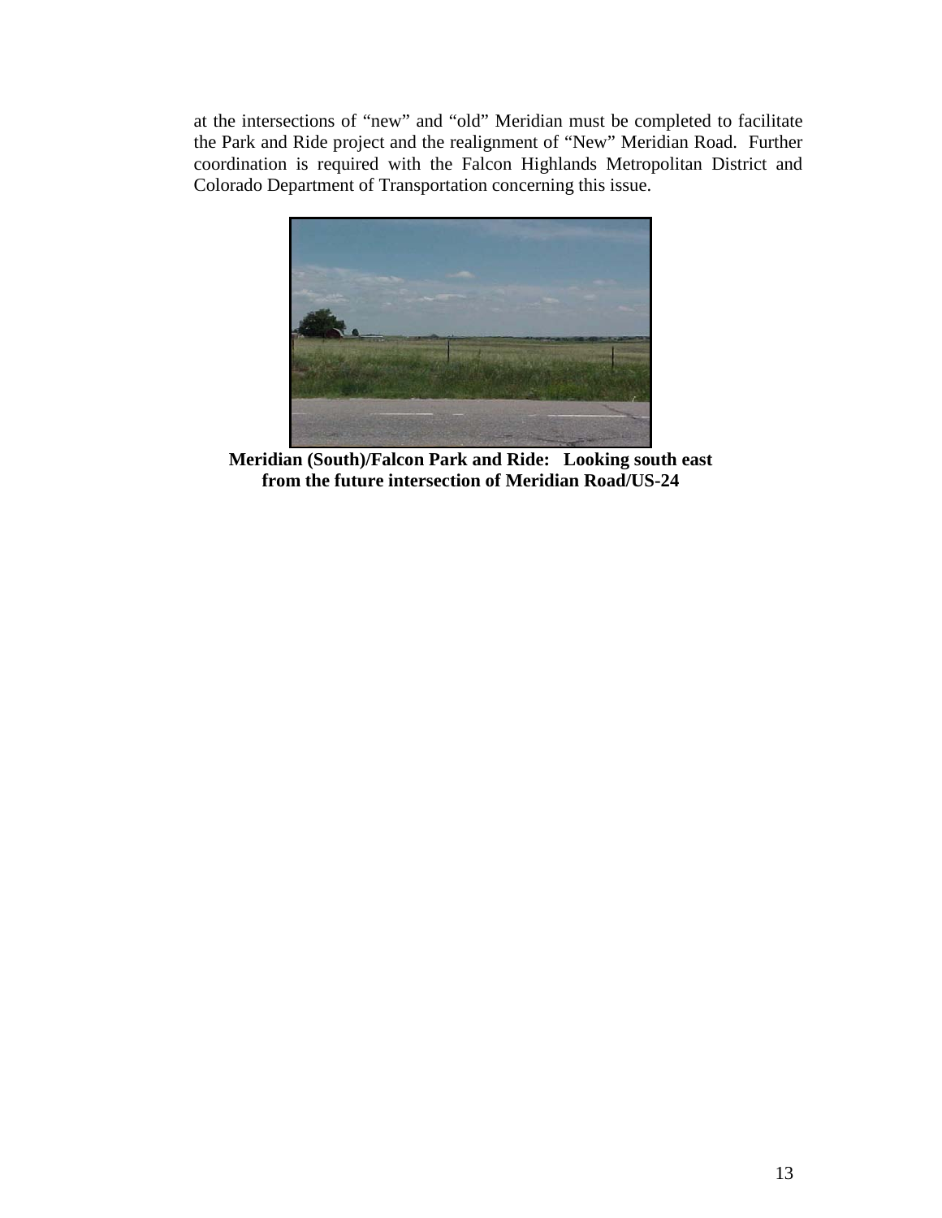at the intersections of "new" and "old" Meridian must be completed to facilitate the Park and Ride project and the realignment of "New" Meridian Road. Further coordination is required with the Falcon Highlands Metropolitan District and Colorado Department of Transportation concerning this issue.

**Meridian (South)/Falcon Park and Ride: Looking south east from the future intersection of Meridian Road/US-24**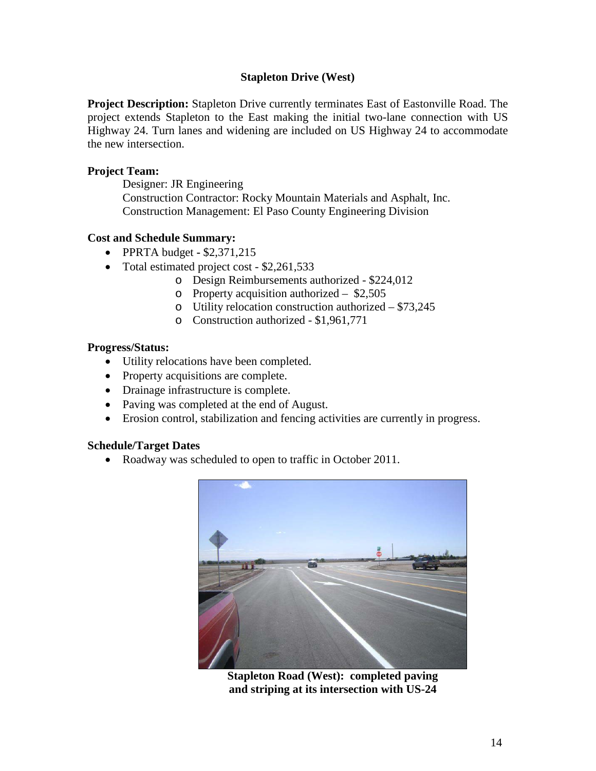## Stapleton Drive (West)

**Project Description:** Stapleton Drive currently terminates East of Eastonville Road. The project extends Stapleton to the East making the initial two-lane connection with US Highway 24. Turn lanes and widening are included on US Highway 24 to accommodate the new intersection.

**Project Team:**

Designer: JR Engineering
Construction Contractor: Rocky Mountain Materials and Asphalt, Inc.
Construction Management: El Paso County Engineering Division

**Cost and Schedule Summary:**

- PPRTA budget - $2,371,215
- Total estimated project cost - $2,261,533
  - Design Reimbursements authorized - $224,012
  - Property acquisition authorized – $2,505
  - Utility relocation construction authorized – $73,245
  - Construction authorized - $1,961,771

**Progress/Status:**

- Utility relocations have been completed.
- Property acquisitions are complete.
- Drainage infrastructure is complete.
- Paving was completed at the end of August.
- Erosion control, stabilization and fencing activities are currently in progress.

**Schedule/Target Dates**

- Roadway was scheduled to open to traffic in October 2011.

**Stapleton Road (West): completed paving and striping at its intersection with US-24**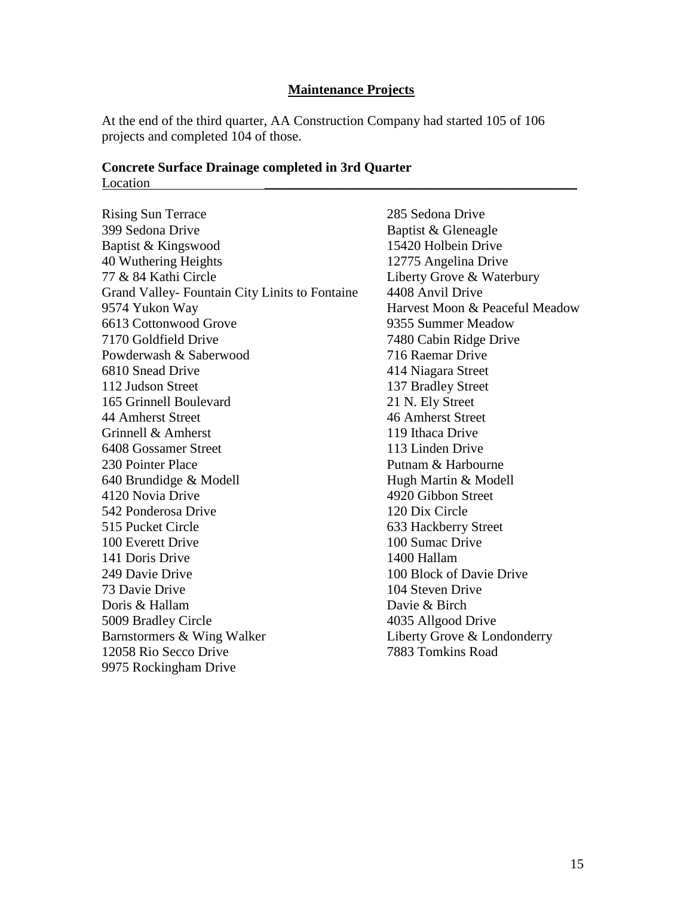## Maintenance Projects

At the end of the third quarter, AA Construction Company had started 105 of 106 projects and completed 104 of those.

**Concrete Surface Drainage completed in 3rd Quarter**

Location

Rising Sun Terrace
399 Sedona Drive
Baptist & Kingswood
40 Wuthering Heights
77 & 84 Kathi Circle
Grand Valley- Fountain City Limits to Fontaine
9574 Yukon Way
6613 Cottonwood Grove
7170 Goldfield Drive
Powderwash & Saberwood
6810 Snead Drive
112 Judson Street
165 Grinnell Boulevard
44 Amherst Street
Grinnell & Amherst
6408 Gossamer Street
230 Pointer Place
640 Brundidge & Modell
4120 Novia Drive
542 Ponderosa Drive
515 Pucket Circle
100 Everett Drive
141 Doris Drive
249 Davie Drive
73 Davie Drive
Doris & Hallam
5009 Bradley Circle
Barnstormers & Wing Walker
12058 Rio Secco Drive
9975 Rockingham Drive
285 Sedona Drive
Baptist & Gleneagle
15420 Holbein Drive
12775 Angelina Drive
Liberty Grove & Waterbury
4408 Anvil Drive
Harvest Moon & Peaceful Meadow
9355 Summer Meadow
7480 Cabin Ridge Drive
716 Raemar Drive
414 Niagara Street
137 Bradley Street
21 N. Ely Street
46 Amherst Street
119 Ithaca Drive
113 Linden Drive
Putnam & Harbourne
Hugh Martin & Modell
4920 Gibbon Street
120 Dix Circle
633 Hackberry Street
100 Sumac Drive
1400 Hallam
100 Block of Davie Drive
104 Steven Drive
Davie & Birch
4035 Allgood Drive
Liberty Grove & Londonderry
7883 Tomkins Road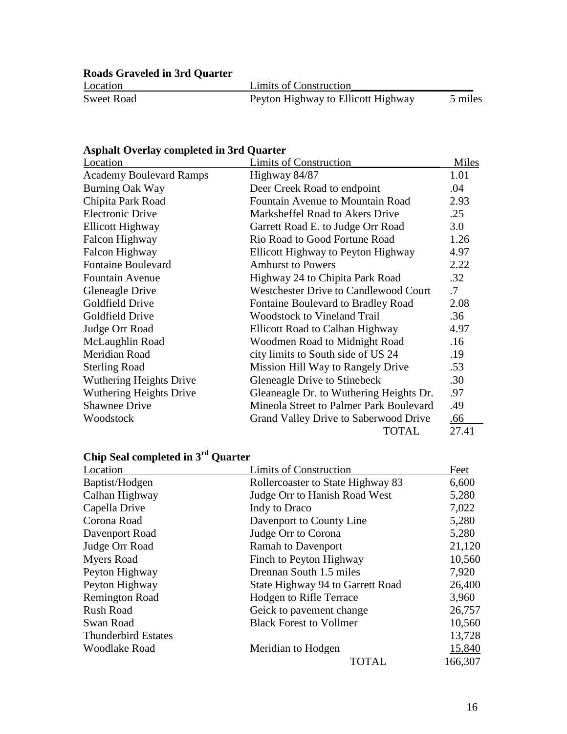**Roads Graveled in 3rd Quarter**

| Location | Limits of Construction | |
|---|---|---|
| Sweet Road | Peyton Highway to Ellicott Highway | 5 miles |

**Asphalt Overlay completed in 3rd Quarter**

| Location | Limits of Construction | Miles |
|---|---|---|
| Academy Boulevard Ramps | Highway 84/87 | 1.01 |
| Burning Oak Way | Deer Creek Road to endpoint | .04 |
| Chipita Park Road | Fountain Avenue to Mountain Road | 2.93 |
| Electronic Drive | Marksheffel Road to Akers Drive | .25 |
| Ellicott Highway | Garrett Road E. to Judge Orr Road | 3.0 |
| Falcon Highway | Rio Road to Good Fortune Road | 1.26 |
| Falcon Highway | Ellicott Highway to Peyton Highway | 4.97 |
| Fontaine Boulevard | Amhurst to Powers | 2.22 |
| Fountain Avenue | Highway 24 to Chipita Park Road | .32 |
| Gleneagle Drive | Westchester Drive to Candlewood Court | .7 |
| Goldfield Drive | Fontaine Boulevard to Bradley Road | 2.08 |
| Goldfield Drive | Woodstock to Vineland Trail | .36 |
| Judge Orr Road | Ellicott Road to Calhan Highway | 4.97 |
| McLaughlin Road | Woodmen Road to Midnight Road | .16 |
| Meridian Road | city limits to South side of US 24 | .19 |
| Sterling Road | Mission Hill Way to Rangely Drive | .53 |
| Wuthering Heights Drive | Gleneagle Drive to Stinebeck | .30 |
| Wuthering Heights Drive | Gleaneagle Dr. to Wuthering Heights Dr. | .97 |
| Shawnee Drive | Mineola Street to Palmer Park Boulevard | .49 |
| Woodstock | Grand Valley Drive to Saberwood Drive | .66 |
| | TOTAL | 27.41 |

**Chip Seal completed in 3rd Quarter**

| Location | Limits of Construction | Feet |
|---|---|---|
| Baptist/Hodgen | Rollercoaster to State Highway 83 | 6,600 |
| Calhan Highway | Judge Orr to Hanish Road West | 5,280 |
| Capella Drive | Indy to Draco | 7,022 |
| Corona Road | Davenport to County Line | 5,280 |
| Davenport Road | Judge Orr to Corona | 5,280 |
| Judge Orr Road | Ramah to Davenport | 21,120 |
| Myers Road | Finch to Peyton Highway | 10,560 |
| Peyton Highway | Drennan South 1.5 miles | 7,920 |
| Peyton Highway | State Highway 94 to Garrett Road | 26,400 |
| Remington Road | Hodgen to Rifle Terrace | 3,960 |
| Rush Road | Geick to pavement change | 26,757 |
| Swan Road | Black Forest to Vollmer | 10,560 |
| Thunderbird Estates | | 13,728 |
| Woodlake Road | Meridian to Hodgen | 15,840 |
| | TOTAL | 166,307 |